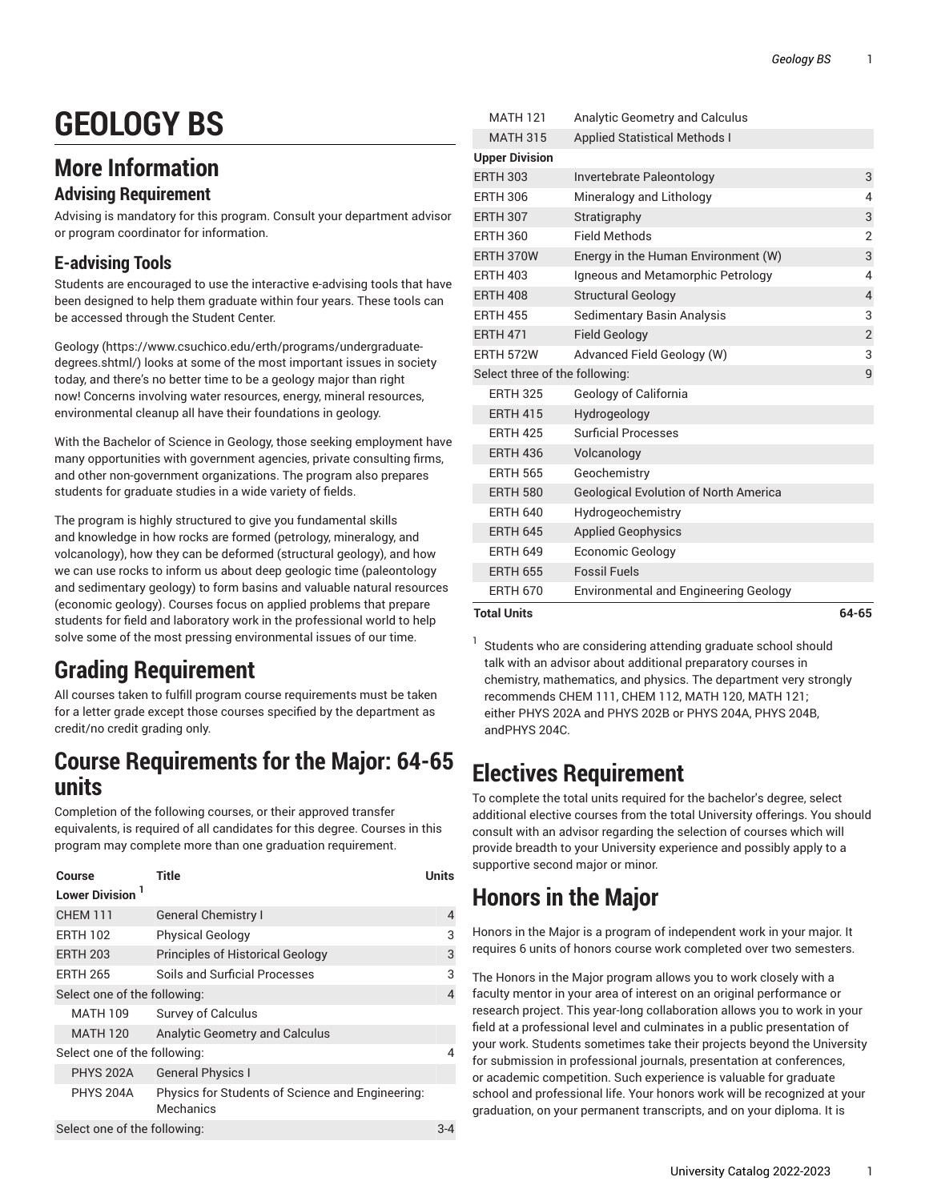# GEOLOGY BS

## More Information

### Advising Requirement

Advising is mandatory for this program. Consult your department advisor or program coordinator for information.

### E-advising Tools

Students are encouraged to use the interactive e-advising tools that have been designed to help them graduate within four years. These tools can be accessed through the Student Center.

Geology (https://www.csuchico.edu/erth/programs/undergraduate-degrees.shtml/) looks at some of the most important issues in society today, and there's no better time to be a geology major than right now! Concerns involving water resources, energy, mineral resources, environmental cleanup all have their foundations in geology.

With the Bachelor of Science in Geology, those seeking employment have many opportunities with government agencies, private consulting firms, and other non-government organizations. The program also prepares students for graduate studies in a wide variety of fields.

The program is highly structured to give you fundamental skills and knowledge in how rocks are formed (petrology, mineralogy, and volcanology), how they can be deformed (structural geology), and how we can use rocks to inform us about deep geologic time (paleontology and sedimentary geology) to form basins and valuable natural resources (economic geology). Courses focus on applied problems that prepare students for field and laboratory work in the professional world to help solve some of the most pressing environmental issues of our time.

# Grading Requirement

All courses taken to fulfill program course requirements must be taken for a letter grade except those courses specified by the department as credit/no credit grading only.

# Course Requirements for the Major: 64-65 units

Completion of the following courses, or their approved transfer equivalents, is required of all candidates for this degree. Courses in this program may complete more than one graduation requirement.

| Course | Title | Units |
|---|---|---|
| **Lower Division** [1] | | |
| CHEM 111 | General Chemistry I | 4 |
| ERTH 102 | Physical Geology | 3 |
| ERTH 203 | Principles of Historical Geology | 3 |
| ERTH 265 | Soils and Surficial Processes | 3 |
| Select one of the following: | | 4 |
| MATH 109 | Survey of Calculus | |
| MATH 120 | Analytic Geometry and Calculus | |
| Select one of the following: | | 4 |
| PHYS 202A | General Physics I | |
| PHYS 204A | Physics for Students of Science and Engineering: Mechanics | |
| Select one of the following: | | 3-4 |
| MATH 121 | Analytic Geometry and Calculus | |
| MATH 315 | Applied Statistical Methods I | |
| **Upper Division** | | |
| ERTH 303 | Invertebrate Paleontology | 3 |
| ERTH 306 | Mineralogy and Lithology | 4 |
| ERTH 307 | Stratigraphy | 3 |
| ERTH 360 | Field Methods | 2 |
| ERTH 370W | Energy in the Human Environment (W) | 3 |
| ERTH 403 | Igneous and Metamorphic Petrology | 4 |
| ERTH 408 | Structural Geology | 4 |
| ERTH 455 | Sedimentary Basin Analysis | 3 |
| ERTH 471 | Field Geology | 2 |
| ERTH 572W | Advanced Field Geology (W) | 3 |
| Select three of the following: | | 9 |
| ERTH 325 | Geology of California | |
| ERTH 415 | Hydrogeology | |
| ERTH 425 | Surficial Processes | |
| ERTH 436 | Volcanology | |
| ERTH 565 | Geochemistry | |
| ERTH 580 | Geological Evolution of North America | |
| ERTH 640 | Hydrogeochemistry | |
| ERTH 645 | Applied Geophysics | |
| ERTH 649 | Economic Geology | |
| ERTH 655 | Fossil Fuels | |
| ERTH 670 | Environmental and Engineering Geology | |
| **Total Units** | | **64-65** |

[1] Students who are considering attending graduate school should talk with an advisor about additional preparatory courses in chemistry, mathematics, and physics. The department very strongly recommends CHEM 111, CHEM 112, MATH 120, MATH 121; either PHYS 202A and PHYS 202B or PHYS 204A, PHYS 204B, andPHYS 204C.

# Electives Requirement

To complete the total units required for the bachelor's degree, select additional elective courses from the total University offerings. You should consult with an advisor regarding the selection of courses which will provide breadth to your University experience and possibly apply to a supportive second major or minor.

# Honors in the Major

Honors in the Major is a program of independent work in your major. It requires 6 units of honors course work completed over two semesters.

The Honors in the Major program allows you to work closely with a faculty mentor in your area of interest on an original performance or research project. This year-long collaboration allows you to work in your field at a professional level and culminates in a public presentation of your work. Students sometimes take their projects beyond the University for submission in professional journals, presentation at conferences, or academic competition. Such experience is valuable for graduate school and professional life. Your honors work will be recognized at your graduation, on your permanent transcripts, and on your diploma. It is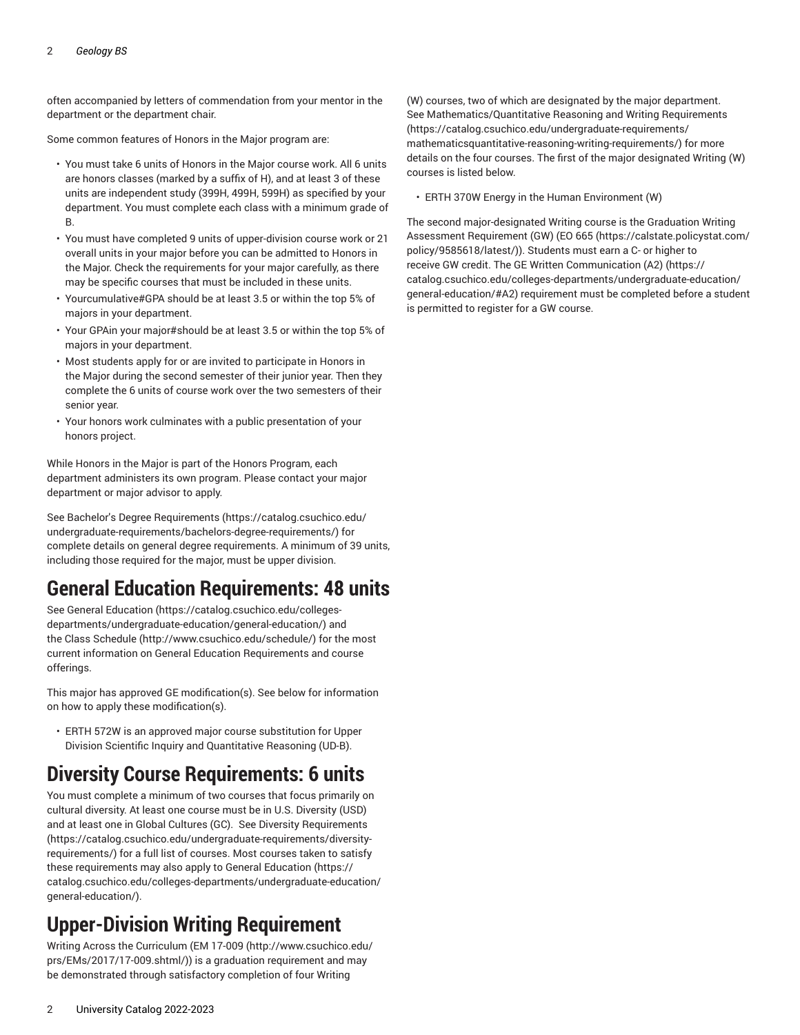often accompanied by letters of commendation from your mentor in the department or the department chair.

Some common features of Honors in the Major program are:

- You must take 6 units of Honors in the Major course work. All 6 units are honors classes (marked by a suffix of H), and at least 3 of these units are independent study (399H, 499H, 599H) as specified by your department. You must complete each class with a minimum grade of B.
- You must have completed 9 units of upper-division course work or 21 overall units in your major before you can be admitted to Honors in the Major. Check the requirements for your major carefully, as there may be specific courses that must be included in these units.
- Yourcumulative#GPA should be at least 3.5 or within the top 5% of majors in your department.
- Your GPAin your major#should be at least 3.5 or within the top 5% of majors in your department.
- Most students apply for or are invited to participate in Honors in the Major during the second semester of their junior year. Then they complete the 6 units of course work over the two semesters of their senior year.
- Your honors work culminates with a public presentation of your honors project.

While Honors in the Major is part of the Honors Program, each department administers its own program. Please contact your major department or major advisor to apply.

See Bachelor's Degree Requirements (https://catalog.csuchico.edu/undergraduate-requirements/bachelors-degree-requirements/) for complete details on general degree requirements. A minimum of 39 units, including those required for the major, must be upper division.

## General Education Requirements: 48 units

See General Education (https://catalog.csuchico.edu/colleges-departments/undergraduate-education/general-education/) and the Class Schedule (http://www.csuchico.edu/schedule/) for the most current information on General Education Requirements and course offerings.

This major has approved GE modification(s). See below for information on how to apply these modification(s).

- ERTH 572W is an approved major course substitution for Upper Division Scientific Inquiry and Quantitative Reasoning (UD-B).

## Diversity Course Requirements: 6 units

You must complete a minimum of two courses that focus primarily on cultural diversity. At least one course must be in U.S. Diversity (USD) and at least one in Global Cultures (GC). See Diversity Requirements (https://catalog.csuchico.edu/undergraduate-requirements/diversity-requirements/) for a full list of courses. Most courses taken to satisfy these requirements may also apply to General Education (https://catalog.csuchico.edu/colleges-departments/undergraduate-education/general-education/).

## Upper-Division Writing Requirement

Writing Across the Curriculum (EM 17-009 (http://www.csuchico.edu/prs/EMs/2017/17-009.shtml/)) is a graduation requirement and may be demonstrated through satisfactory completion of four Writing (W) courses, two of which are designated by the major department. See Mathematics/Quantitative Reasoning and Writing Requirements (https://catalog.csuchico.edu/undergraduate-requirements/mathematicsquantitative-reasoning-writing-requirements/) for more details on the four courses. The first of the major designated Writing (W) courses is listed below.

- ERTH 370W Energy in the Human Environment (W)

The second major-designated Writing course is the Graduation Writing Assessment Requirement (GW) (EO 665 (https://calstate.policystat.com/policy/9585618/latest/)). Students must earn a C- or higher to receive GW credit. The GE Written Communication (A2) (https://catalog.csuchico.edu/colleges-departments/undergraduate-education/general-education/#A2) requirement must be completed before a student is permitted to register for a GW course.